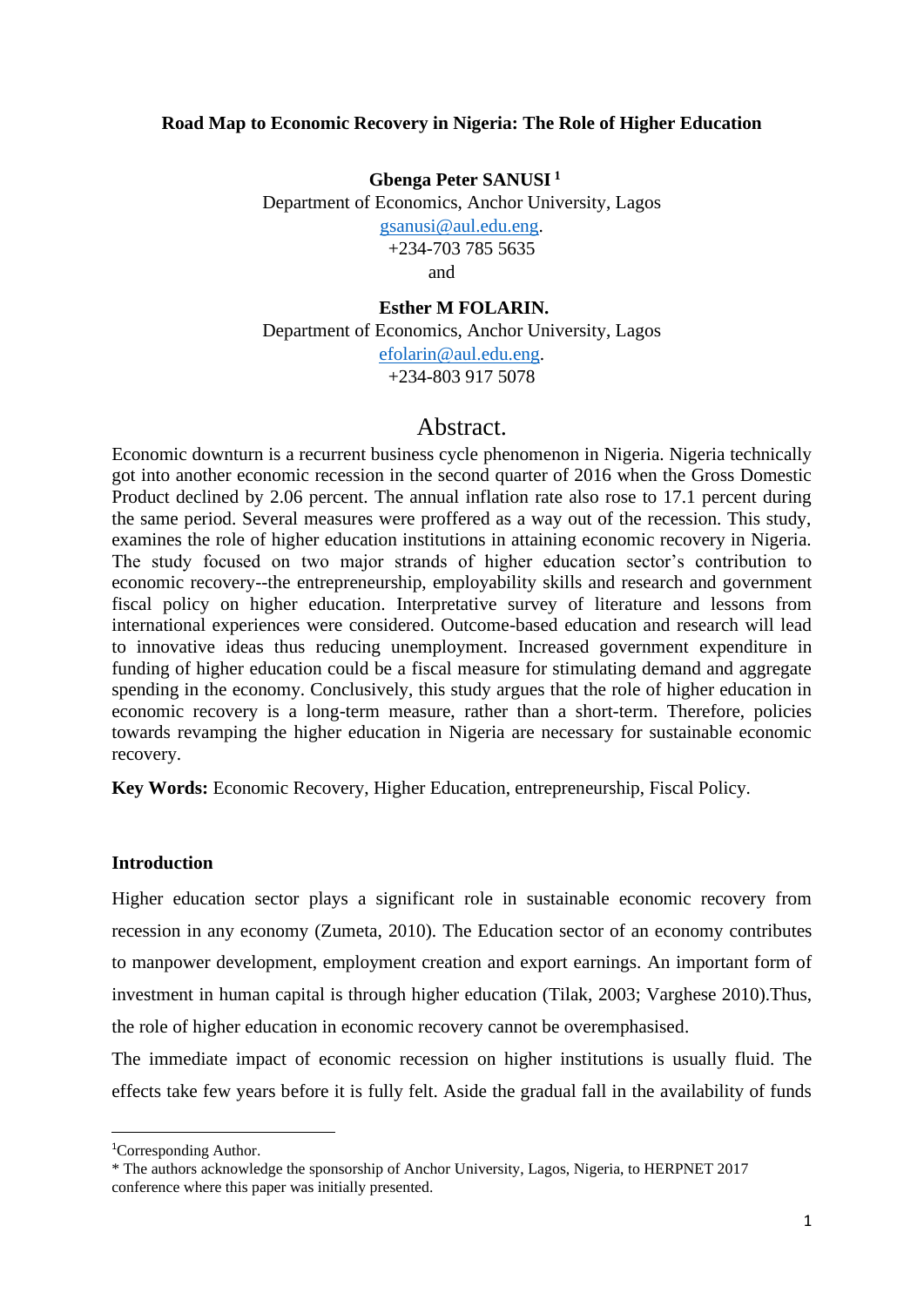**Road Map to Economic Recovery in Nigeria: The Role of Higher Education**

**Gbenga Peter SANUSI [1]**
Department of Economics, Anchor University, Lagos
gsanusi@aul.edu.eng.
+234-703 785 5635
and

**Esther M FOLARIN.**
Department of Economics, Anchor University, Lagos
efolarin@aul.edu.eng.
+234-803 917 5078

## Abstract.

Economic downturn is a recurrent business cycle phenomenon in Nigeria. Nigeria technically got into another economic recession in the second quarter of 2016 when the Gross Domestic Product declined by 2.06 percent. The annual inflation rate also rose to 17.1 percent during the same period. Several measures were proffered as a way out of the recession. This study, examines the role of higher education institutions in attaining economic recovery in Nigeria. The study focused on two major strands of higher education sector's contribution to economic recovery--the entrepreneurship, employability skills and research and government fiscal policy on higher education. Interpretative survey of literature and lessons from international experiences were considered. Outcome-based education and research will lead to innovative ideas thus reducing unemployment. Increased government expenditure in funding of higher education could be a fiscal measure for stimulating demand and aggregate spending in the economy. Conclusively, this study argues that the role of higher education in economic recovery is a long-term measure, rather than a short-term. Therefore, policies towards revamping the higher education in Nigeria are necessary for sustainable economic recovery.

**Key Words:** Economic Recovery, Higher Education, entrepreneurship, Fiscal Policy.

### Introduction

Higher education sector plays a significant role in sustainable economic recovery from recession in any economy (Zumeta, 2010). The Education sector of an economy contributes to manpower development, employment creation and export earnings. An important form of investment in human capital is through higher education (Tilak, 2003; Varghese 2010).Thus, the role of higher education in economic recovery cannot be overemphasised.

The immediate impact of economic recession on higher institutions is usually fluid. The effects take few years before it is fully felt. Aside the gradual fall in the availability of funds

---

[1] Corresponding Author.

\* The authors acknowledge the sponsorship of Anchor University, Lagos, Nigeria, to HERPNET 2017 conference where this paper was initially presented.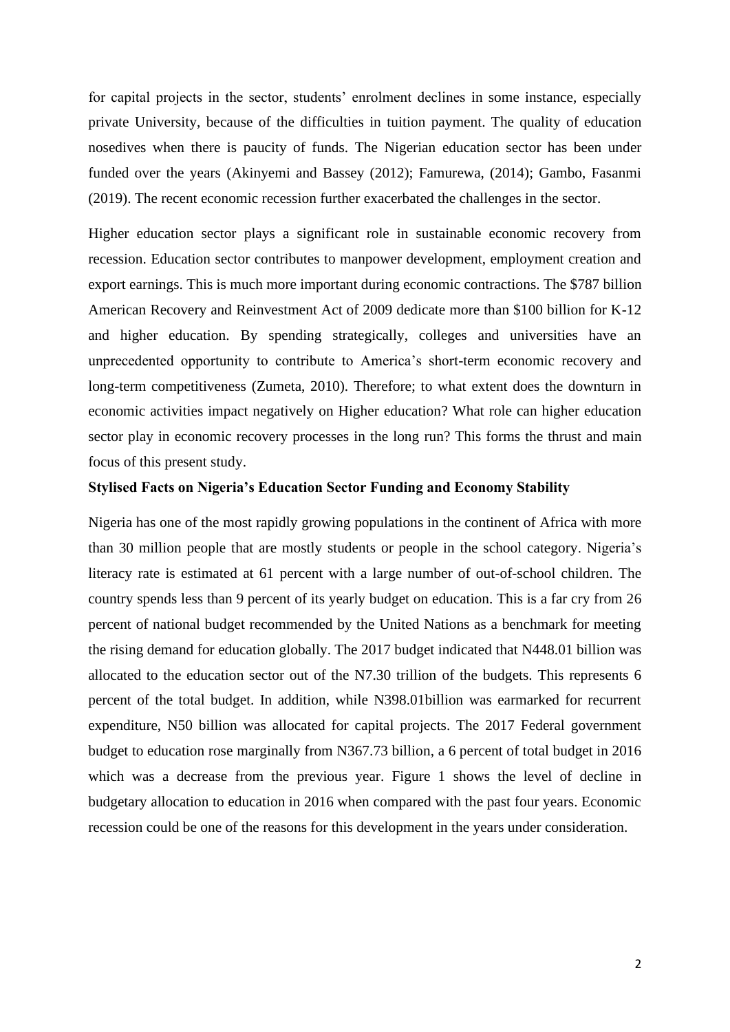for capital projects in the sector, students' enrolment declines in some instance, especially private University, because of the difficulties in tuition payment. The quality of education nosedives when there is paucity of funds. The Nigerian education sector has been under funded over the years (Akinyemi and Bassey (2012); Famurewa, (2014); Gambo, Fasanmi (2019). The recent economic recession further exacerbated the challenges in the sector.

Higher education sector plays a significant role in sustainable economic recovery from recession. Education sector contributes to manpower development, employment creation and export earnings. This is much more important during economic contractions. The $787 billion American Recovery and Reinvestment Act of 2009 dedicate more than $100 billion for K-12 and higher education. By spending strategically, colleges and universities have an unprecedented opportunity to contribute to America's short-term economic recovery and long-term competitiveness (Zumeta, 2010). Therefore; to what extent does the downturn in economic activities impact negatively on Higher education? What role can higher education sector play in economic recovery processes in the long run? This forms the thrust and main focus of this present study.

**Stylised Facts on Nigeria's Education Sector Funding and Economy Stability**

Nigeria has one of the most rapidly growing populations in the continent of Africa with more than 30 million people that are mostly students or people in the school category. Nigeria's literacy rate is estimated at 61 percent with a large number of out-of-school children. The country spends less than 9 percent of its yearly budget on education. This is a far cry from 26 percent of national budget recommended by the United Nations as a benchmark for meeting the rising demand for education globally. The 2017 budget indicated that N448.01 billion was allocated to the education sector out of the N7.30 trillion of the budgets. This represents 6 percent of the total budget. In addition, while N398.01billion was earmarked for recurrent expenditure, N50 billion was allocated for capital projects. The 2017 Federal government budget to education rose marginally from N367.73 billion, a 6 percent of total budget in 2016 which was a decrease from the previous year. Figure 1 shows the level of decline in budgetary allocation to education in 2016 when compared with the past four years. Economic recession could be one of the reasons for this development in the years under consideration.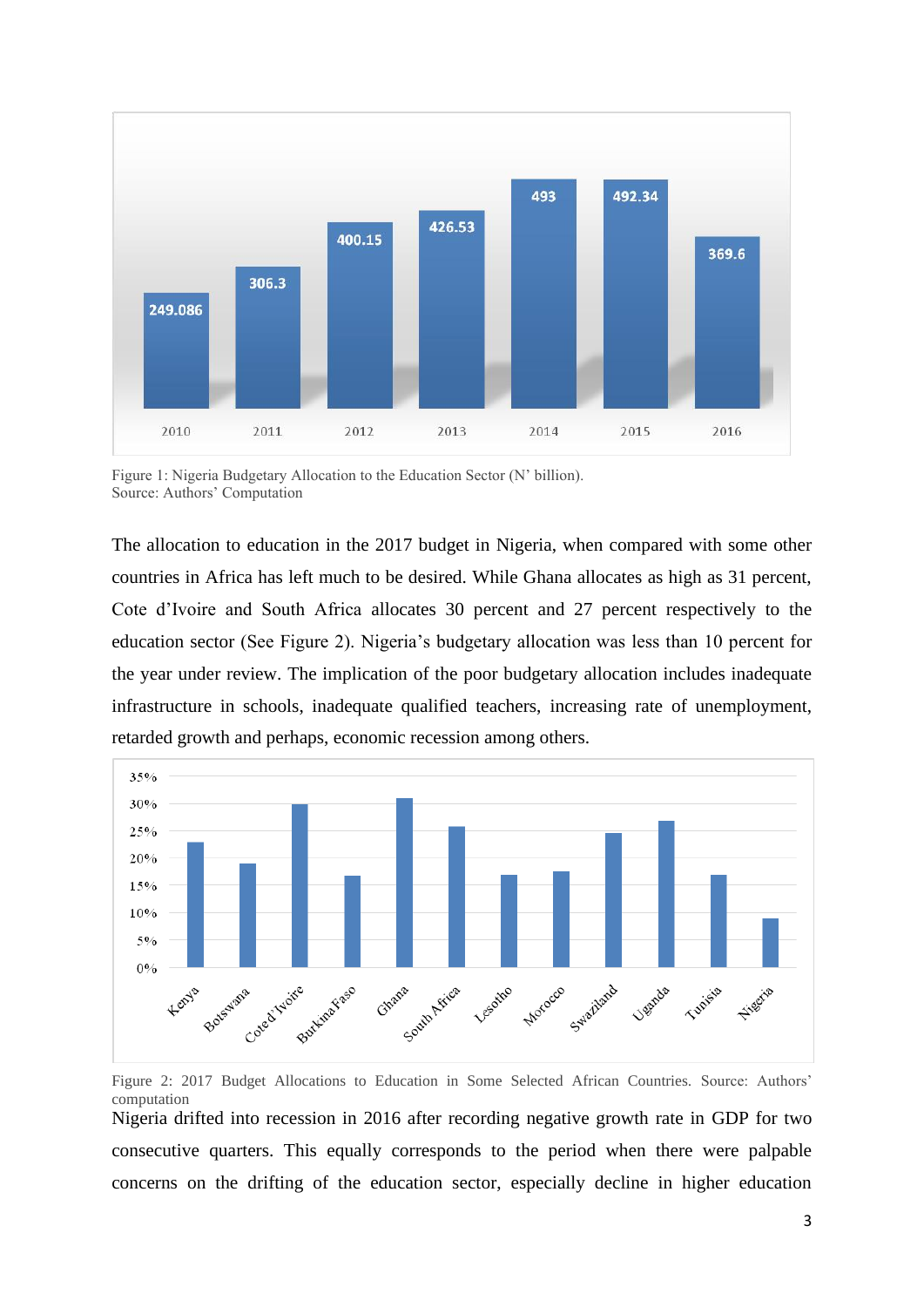Figure 1: Nigeria Budgetary Allocation to the Education Sector (N' billion).
Source: Authors' Computation

The allocation to education in the 2017 budget in Nigeria, when compared with some other countries in Africa has left much to be desired. While Ghana allocates as high as 31 percent, Cote d'Ivoire and South Africa allocates 30 percent and 27 percent respectively to the education sector (See Figure 2). Nigeria's budgetary allocation was less than 10 percent for the year under review. The implication of the poor budgetary allocation includes inadequate infrastructure in schools, inadequate qualified teachers, increasing rate of unemployment, retarded growth and perhaps, economic recession among others.

Figure 2: 2017 Budget Allocations to Education in Some Selected African Countries. Source: Authors' computation

Nigeria drifted into recession in 2016 after recording negative growth rate in GDP for two consecutive quarters. This equally corresponds to the period when there were palpable concerns on the drifting of the education sector, especially decline in higher education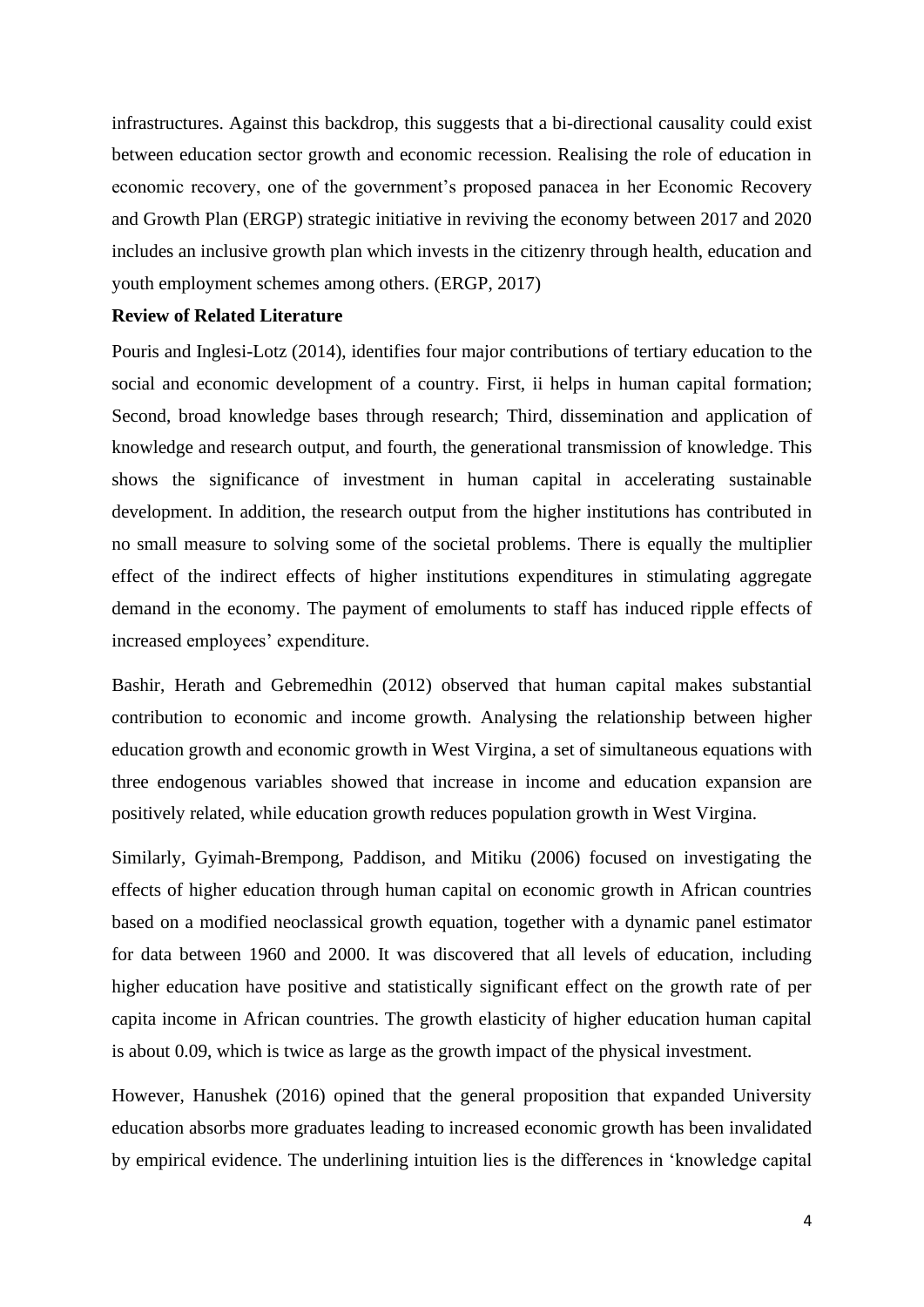infrastructures. Against this backdrop, this suggests that a bi-directional causality could exist between education sector growth and economic recession. Realising the role of education in economic recovery, one of the government's proposed panacea in her Economic Recovery and Growth Plan (ERGP) strategic initiative in reviving the economy between 2017 and 2020 includes an inclusive growth plan which invests in the citizenry through health, education and youth employment schemes among others. (ERGP, 2017)

**Review of Related Literature**

Pouris and Inglesi-Lotz (2014), identifies four major contributions of tertiary education to the social and economic development of a country. First, ii helps in human capital formation; Second, broad knowledge bases through research; Third, dissemination and application of knowledge and research output, and fourth, the generational transmission of knowledge. This shows the significance of investment in human capital in accelerating sustainable development. In addition, the research output from the higher institutions has contributed in no small measure to solving some of the societal problems. There is equally the multiplier effect of the indirect effects of higher institutions expenditures in stimulating aggregate demand in the economy. The payment of emoluments to staff has induced ripple effects of increased employees' expenditure.

Bashir, Herath and Gebremedhin (2012) observed that human capital makes substantial contribution to economic and income growth. Analysing the relationship between higher education growth and economic growth in West Virgina, a set of simultaneous equations with three endogenous variables showed that increase in income and education expansion are positively related, while education growth reduces population growth in West Virgina.

Similarly, Gyimah-Brempong, Paddison, and Mitiku (2006) focused on investigating the effects of higher education through human capital on economic growth in African countries based on a modified neoclassical growth equation, together with a dynamic panel estimator for data between 1960 and 2000. It was discovered that all levels of education, including higher education have positive and statistically significant effect on the growth rate of per capita income in African countries. The growth elasticity of higher education human capital is about 0.09, which is twice as large as the growth impact of the physical investment.

However, Hanushek (2016) opined that the general proposition that expanded University education absorbs more graduates leading to increased economic growth has been invalidated by empirical evidence. The underlining intuition lies is the differences in 'knowledge capital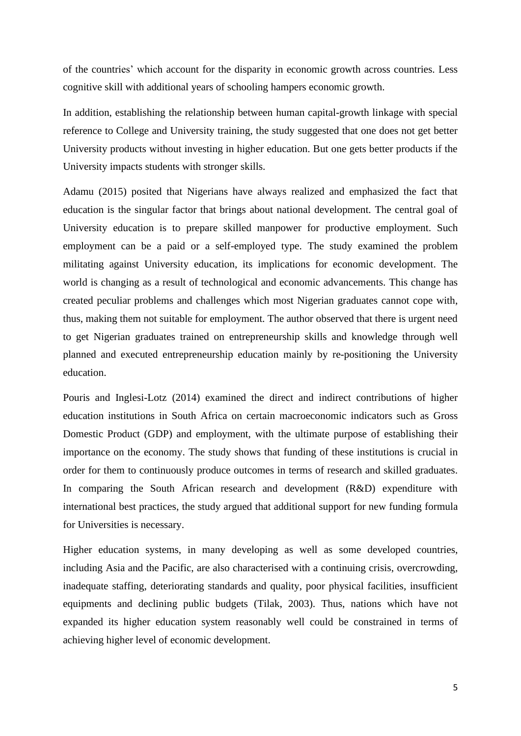of the countries' which account for the disparity in economic growth across countries. Less cognitive skill with additional years of schooling hampers economic growth.

In addition, establishing the relationship between human capital-growth linkage with special reference to College and University training, the study suggested that one does not get better University products without investing in higher education. But one gets better products if the University impacts students with stronger skills.

Adamu (2015) posited that Nigerians have always realized and emphasized the fact that education is the singular factor that brings about national development. The central goal of University education is to prepare skilled manpower for productive employment. Such employment can be a paid or a self-employed type. The study examined the problem militating against University education, its implications for economic development. The world is changing as a result of technological and economic advancements. This change has created peculiar problems and challenges which most Nigerian graduates cannot cope with, thus, making them not suitable for employment. The author observed that there is urgent need to get Nigerian graduates trained on entrepreneurship skills and knowledge through well planned and executed entrepreneurship education mainly by re-positioning the University education.

Pouris and Inglesi-Lotz (2014) examined the direct and indirect contributions of higher education institutions in South Africa on certain macroeconomic indicators such as Gross Domestic Product (GDP) and employment, with the ultimate purpose of establishing their importance on the economy. The study shows that funding of these institutions is crucial in order for them to continuously produce outcomes in terms of research and skilled graduates. In comparing the South African research and development (R&D) expenditure with international best practices, the study argued that additional support for new funding formula for Universities is necessary.

Higher education systems, in many developing as well as some developed countries, including Asia and the Pacific, are also characterised with a continuing crisis, overcrowding, inadequate staffing, deteriorating standards and quality, poor physical facilities, insufficient equipments and declining public budgets (Tilak, 2003). Thus, nations which have not expanded its higher education system reasonably well could be constrained in terms of achieving higher level of economic development.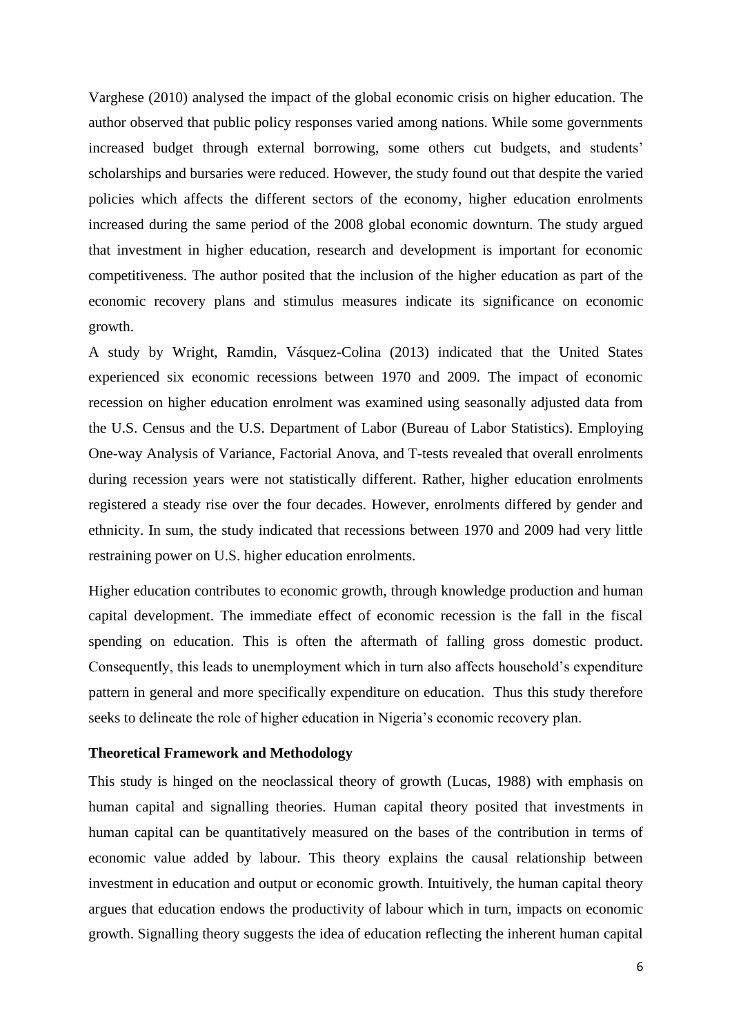Varghese (2010) analysed the impact of the global economic crisis on higher education. The author observed that public policy responses varied among nations. While some governments increased budget through external borrowing, some others cut budgets, and students' scholarships and bursaries were reduced. However, the study found out that despite the varied policies which affects the different sectors of the economy, higher education enrolments increased during the same period of the 2008 global economic downturn. The study argued that investment in higher education, research and development is important for economic competitiveness. The author posited that the inclusion of the higher education as part of the economic recovery plans and stimulus measures indicate its significance on economic growth.

A study by Wright, Ramdin, Vásquez-Colina (2013) indicated that the United States experienced six economic recessions between 1970 and 2009. The impact of economic recession on higher education enrolment was examined using seasonally adjusted data from the U.S. Census and the U.S. Department of Labor (Bureau of Labor Statistics). Employing One-way Analysis of Variance, Factorial Anova, and T-tests revealed that overall enrolments during recession years were not statistically different. Rather, higher education enrolments registered a steady rise over the four decades. However, enrolments differed by gender and ethnicity. In sum, the study indicated that recessions between 1970 and 2009 had very little restraining power on U.S. higher education enrolments.

Higher education contributes to economic growth, through knowledge production and human capital development. The immediate effect of economic recession is the fall in the fiscal spending on education. This is often the aftermath of falling gross domestic product. Consequently, this leads to unemployment which in turn also affects household's expenditure pattern in general and more specifically expenditure on education. Thus this study therefore seeks to delineate the role of higher education in Nigeria's economic recovery plan.

## Theoretical Framework and Methodology

This study is hinged on the neoclassical theory of growth (Lucas, 1988) with emphasis on human capital and signalling theories. Human capital theory posited that investments in human capital can be quantitatively measured on the bases of the contribution in terms of economic value added by labour. This theory explains the causal relationship between investment in education and output or economic growth. Intuitively, the human capital theory argues that education endows the productivity of labour which in turn, impacts on economic growth. Signalling theory suggests the idea of education reflecting the inherent human capital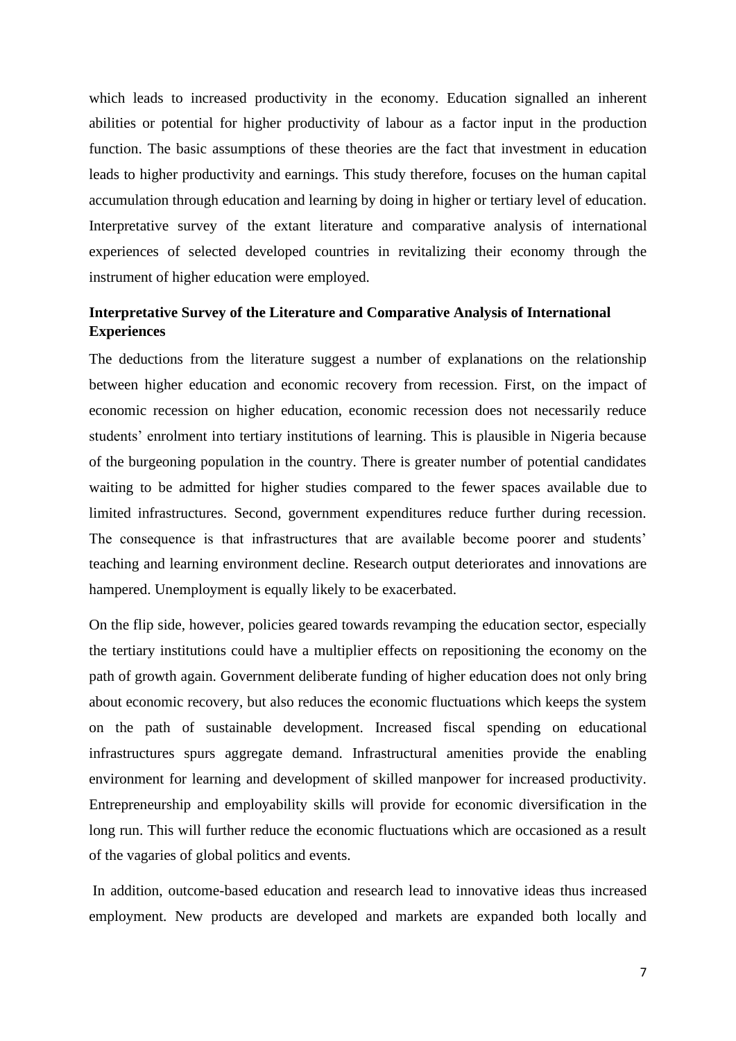which leads to increased productivity in the economy. Education signalled an inherent abilities or potential for higher productivity of labour as a factor input in the production function. The basic assumptions of these theories are the fact that investment in education leads to higher productivity and earnings. This study therefore, focuses on the human capital accumulation through education and learning by doing in higher or tertiary level of education. Interpretative survey of the extant literature and comparative analysis of international experiences of selected developed countries in revitalizing their economy through the instrument of higher education were employed.

**Interpretative Survey of the Literature and Comparative Analysis of International Experiences**

The deductions from the literature suggest a number of explanations on the relationship between higher education and economic recovery from recession. First, on the impact of economic recession on higher education, economic recession does not necessarily reduce students' enrolment into tertiary institutions of learning. This is plausible in Nigeria because of the burgeoning population in the country. There is greater number of potential candidates waiting to be admitted for higher studies compared to the fewer spaces available due to limited infrastructures. Second, government expenditures reduce further during recession. The consequence is that infrastructures that are available become poorer and students' teaching and learning environment decline. Research output deteriorates and innovations are hampered. Unemployment is equally likely to be exacerbated.

On the flip side, however, policies geared towards revamping the education sector, especially the tertiary institutions could have a multiplier effects on repositioning the economy on the path of growth again. Government deliberate funding of higher education does not only bring about economic recovery, but also reduces the economic fluctuations which keeps the system on the path of sustainable development. Increased fiscal spending on educational infrastructures spurs aggregate demand. Infrastructural amenities provide the enabling environment for learning and development of skilled manpower for increased productivity. Entrepreneurship and employability skills will provide for economic diversification in the long run. This will further reduce the economic fluctuations which are occasioned as a result of the vagaries of global politics and events.

In addition, outcome-based education and research lead to innovative ideas thus increased employment. New products are developed and markets are expanded both locally and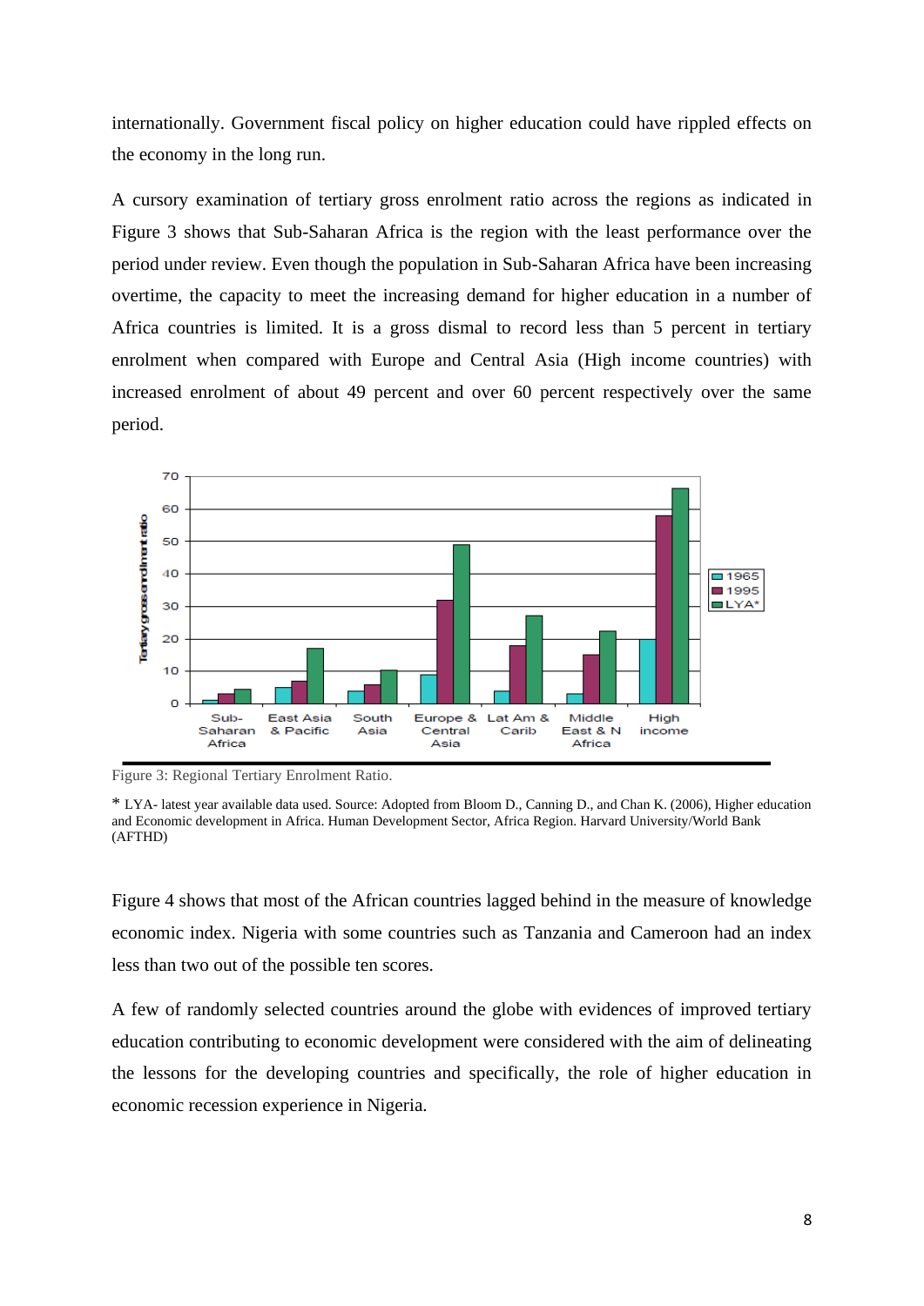internationally. Government fiscal policy on higher education could have rippled effects on the economy in the long run.

A cursory examination of tertiary gross enrolment ratio across the regions as indicated in Figure 3 shows that Sub-Saharan Africa is the region with the least performance over the period under review. Even though the population in Sub-Saharan Africa have been increasing overtime, the capacity to meet the increasing demand for higher education in a number of Africa countries is limited. It is a gross dismal to record less than 5 percent in tertiary enrolment when compared with Europe and Central Asia (High income countries) with increased enrolment of about 49 percent and over 60 percent respectively over the same period.

Figure 3: Regional Tertiary Enrolment Ratio.

\* LYA- latest year available data used. Source: Adopted from Bloom D., Canning D., and Chan K. (2006), Higher education and Economic development in Africa. Human Development Sector, Africa Region. Harvard University/World Bank (AFTHD)

Figure 4 shows that most of the African countries lagged behind in the measure of knowledge economic index. Nigeria with some countries such as Tanzania and Cameroon had an index less than two out of the possible ten scores.

A few of randomly selected countries around the globe with evidences of improved tertiary education contributing to economic development were considered with the aim of delineating the lessons for the developing countries and specifically, the role of higher education in economic recession experience in Nigeria.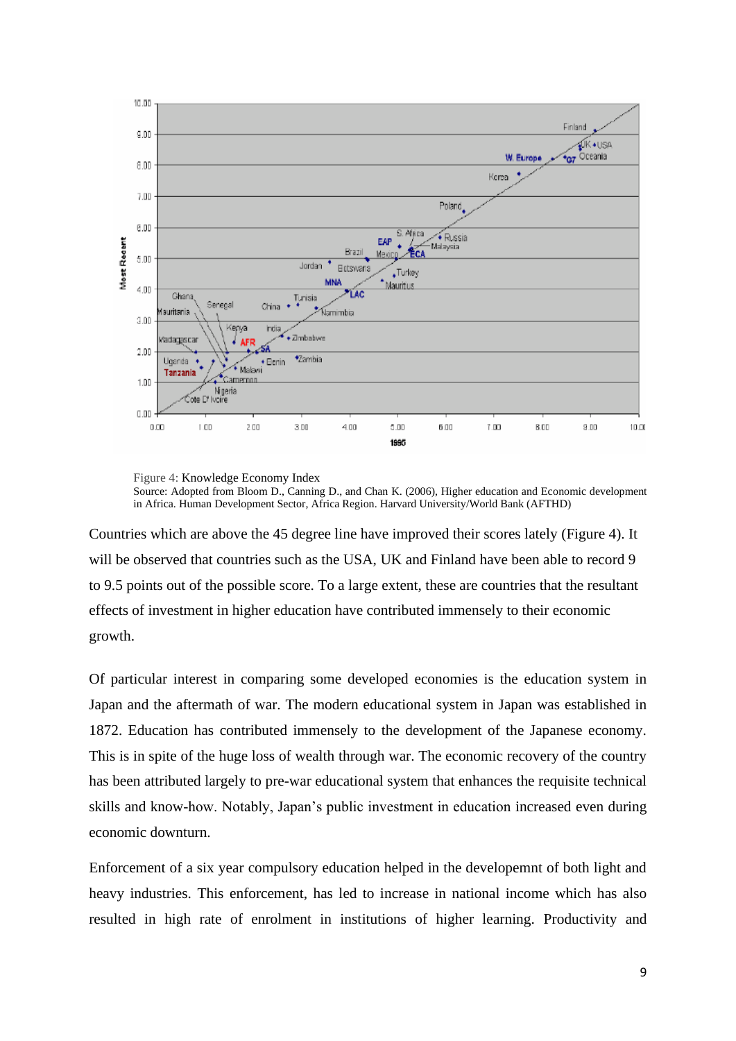Figure 4: Knowledge Economy Index
Source: Adopted from Bloom D., Canning D., and Chan K. (2006), Higher education and Economic development in Africa. Human Development Sector, Africa Region. Harvard University/World Bank (AFTHD)

Countries which are above the 45 degree line have improved their scores lately (Figure 4). It will be observed that countries such as the USA, UK and Finland have been able to record 9 to 9.5 points out of the possible score. To a large extent, these are countries that the resultant effects of investment in higher education have contributed immensely to their economic growth.

Of particular interest in comparing some developed economies is the education system in Japan and the aftermath of war. The modern educational system in Japan was established in 1872. Education has contributed immensely to the development of the Japanese economy. This is in spite of the huge loss of wealth through war. The economic recovery of the country has been attributed largely to pre-war educational system that enhances the requisite technical skills and know-how. Notably, Japan's public investment in education increased even during economic downturn.

Enforcement of a six year compulsory education helped in the developemnt of both light and heavy industries. This enforcement, has led to increase in national income which has also resulted in high rate of enrolment in institutions of higher learning. Productivity and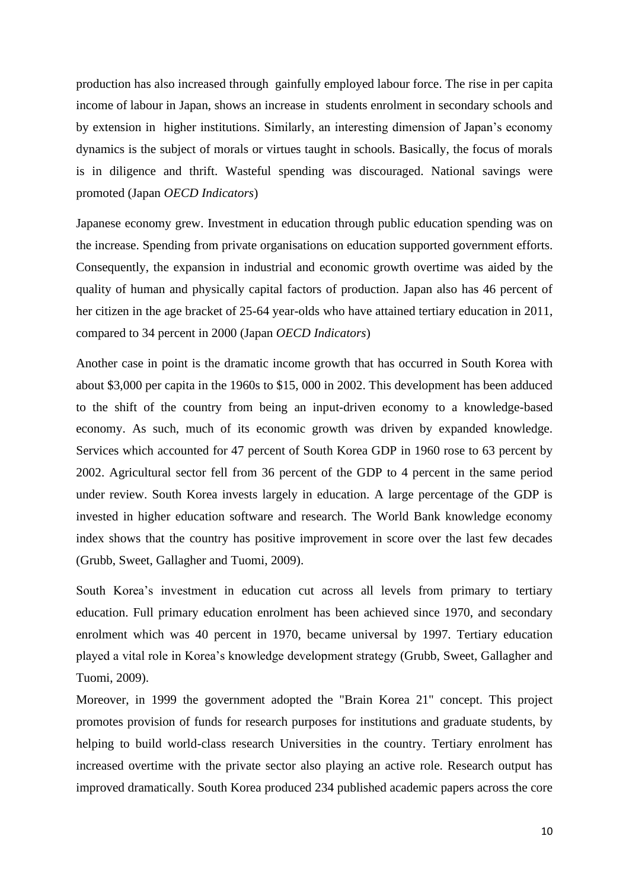production has also increased through gainfully employed labour force. The rise in per capita income of labour in Japan, shows an increase in students enrolment in secondary schools and by extension in higher institutions. Similarly, an interesting dimension of Japan's economy dynamics is the subject of morals or virtues taught in schools. Basically, the focus of morals is in diligence and thrift. Wasteful spending was discouraged. National savings were promoted (Japan *OECD Indicators*)

Japanese economy grew. Investment in education through public education spending was on the increase. Spending from private organisations on education supported government efforts. Consequently, the expansion in industrial and economic growth overtime was aided by the quality of human and physically capital factors of production. Japan also has 46 percent of her citizen in the age bracket of 25-64 year-olds who have attained tertiary education in 2011, compared to 34 percent in 2000 (Japan *OECD Indicators*)

Another case in point is the dramatic income growth that has occurred in South Korea with about $3,000 per capita in the 1960s to $15, 000 in 2002. This development has been adduced to the shift of the country from being an input-driven economy to a knowledge-based economy. As such, much of its economic growth was driven by expanded knowledge. Services which accounted for 47 percent of South Korea GDP in 1960 rose to 63 percent by 2002. Agricultural sector fell from 36 percent of the GDP to 4 percent in the same period under review. South Korea invests largely in education. A large percentage of the GDP is invested in higher education software and research. The World Bank knowledge economy index shows that the country has positive improvement in score over the last few decades (Grubb, Sweet, Gallagher and Tuomi, 2009).

South Korea's investment in education cut across all levels from primary to tertiary education. Full primary education enrolment has been achieved since 1970, and secondary enrolment which was 40 percent in 1970, became universal by 1997. Tertiary education played a vital role in Korea's knowledge development strategy (Grubb, Sweet, Gallagher and Tuomi, 2009).

Moreover, in 1999 the government adopted the "Brain Korea 21" concept. This project promotes provision of funds for research purposes for institutions and graduate students, by helping to build world-class research Universities in the country. Tertiary enrolment has increased overtime with the private sector also playing an active role. Research output has improved dramatically. South Korea produced 234 published academic papers across the core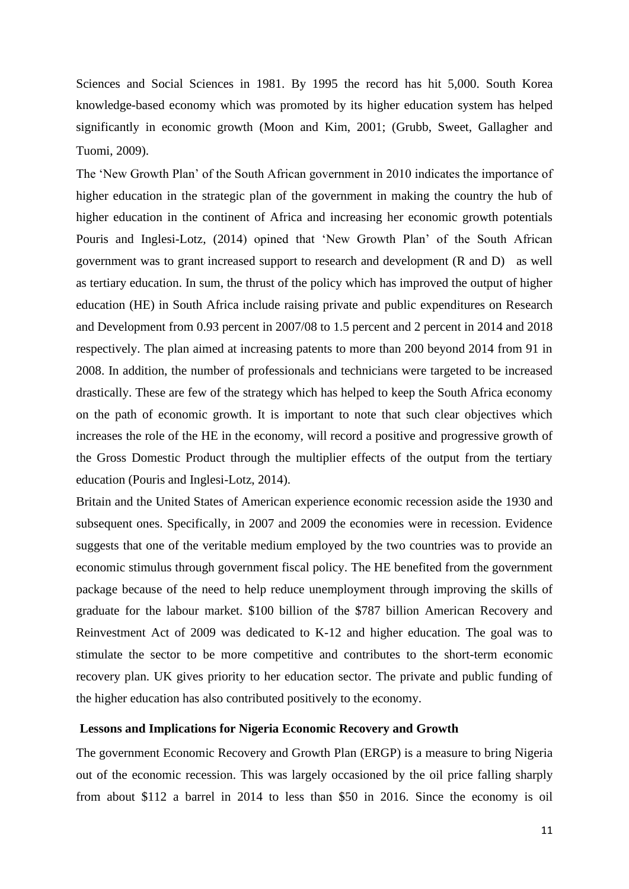Sciences and Social Sciences in 1981. By 1995 the record has hit 5,000. South Korea knowledge-based economy which was promoted by its higher education system has helped significantly in economic growth (Moon and Kim, 2001; (Grubb, Sweet, Gallagher and Tuomi, 2009).

The 'New Growth Plan' of the South African government in 2010 indicates the importance of higher education in the strategic plan of the government in making the country the hub of higher education in the continent of Africa and increasing her economic growth potentials Pouris and Inglesi-Lotz, (2014) opined that 'New Growth Plan' of the South African government was to grant increased support to research and development (R and D) as well as tertiary education. In sum, the thrust of the policy which has improved the output of higher education (HE) in South Africa include raising private and public expenditures on Research and Development from 0.93 percent in 2007/08 to 1.5 percent and 2 percent in 2014 and 2018 respectively. The plan aimed at increasing patents to more than 200 beyond 2014 from 91 in 2008. In addition, the number of professionals and technicians were targeted to be increased drastically. These are few of the strategy which has helped to keep the South Africa economy on the path of economic growth. It is important to note that such clear objectives which increases the role of the HE in the economy, will record a positive and progressive growth of the Gross Domestic Product through the multiplier effects of the output from the tertiary education (Pouris and Inglesi-Lotz, 2014).

Britain and the United States of American experience economic recession aside the 1930 and subsequent ones. Specifically, in 2007 and 2009 the economies were in recession. Evidence suggests that one of the veritable medium employed by the two countries was to provide an economic stimulus through government fiscal policy. The HE benefited from the government package because of the need to help reduce unemployment through improving the skills of graduate for the labour market. \$100 billion of the \$787 billion American Recovery and Reinvestment Act of 2009 was dedicated to K-12 and higher education. The goal was to stimulate the sector to be more competitive and contributes to the short-term economic recovery plan. UK gives priority to her education sector. The private and public funding of the higher education has also contributed positively to the economy.

**Lessons and Implications for Nigeria Economic Recovery and Growth**

The government Economic Recovery and Growth Plan (ERGP) is a measure to bring Nigeria out of the economic recession. This was largely occasioned by the oil price falling sharply from about \$112 a barrel in 2014 to less than \$50 in 2016. Since the economy is oil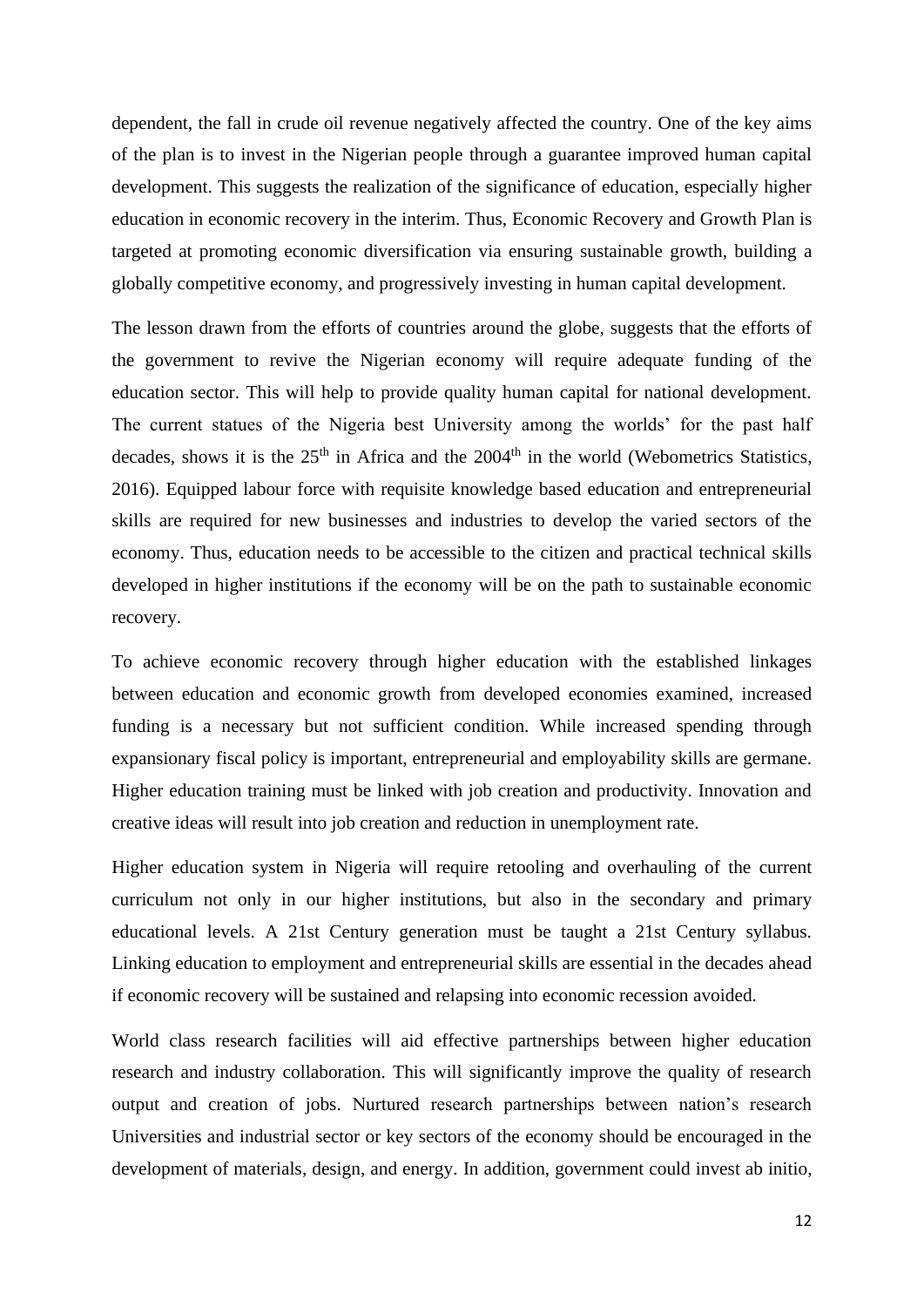dependent, the fall in crude oil revenue negatively affected the country. One of the key aims of the plan is to invest in the Nigerian people through a guarantee improved human capital development. This suggests the realization of the significance of education, especially higher education in economic recovery in the interim. Thus, Economic Recovery and Growth Plan is targeted at promoting economic diversification via ensuring sustainable growth, building a globally competitive economy, and progressively investing in human capital development.

The lesson drawn from the efforts of countries around the globe, suggests that the efforts of the government to revive the Nigerian economy will require adequate funding of the education sector. This will help to provide quality human capital for national development. The current statues of the Nigeria best University among the worlds' for the past half decades, shows it is the 25th in Africa and the 2004th in the world (Webometrics Statistics, 2016). Equipped labour force with requisite knowledge based education and entrepreneurial skills are required for new businesses and industries to develop the varied sectors of the economy. Thus, education needs to be accessible to the citizen and practical technical skills developed in higher institutions if the economy will be on the path to sustainable economic recovery.

To achieve economic recovery through higher education with the established linkages between education and economic growth from developed economies examined, increased funding is a necessary but not sufficient condition. While increased spending through expansionary fiscal policy is important, entrepreneurial and employability skills are germane. Higher education training must be linked with job creation and productivity. Innovation and creative ideas will result into job creation and reduction in unemployment rate.

Higher education system in Nigeria will require retooling and overhauling of the current curriculum not only in our higher institutions, but also in the secondary and primary educational levels. A 21st Century generation must be taught a 21st Century syllabus. Linking education to employment and entrepreneurial skills are essential in the decades ahead if economic recovery will be sustained and relapsing into economic recession avoided.

World class research facilities will aid effective partnerships between higher education research and industry collaboration. This will significantly improve the quality of research output and creation of jobs. Nurtured research partnerships between nation's research Universities and industrial sector or key sectors of the economy should be encouraged in the development of materials, design, and energy. In addition, government could invest ab initio,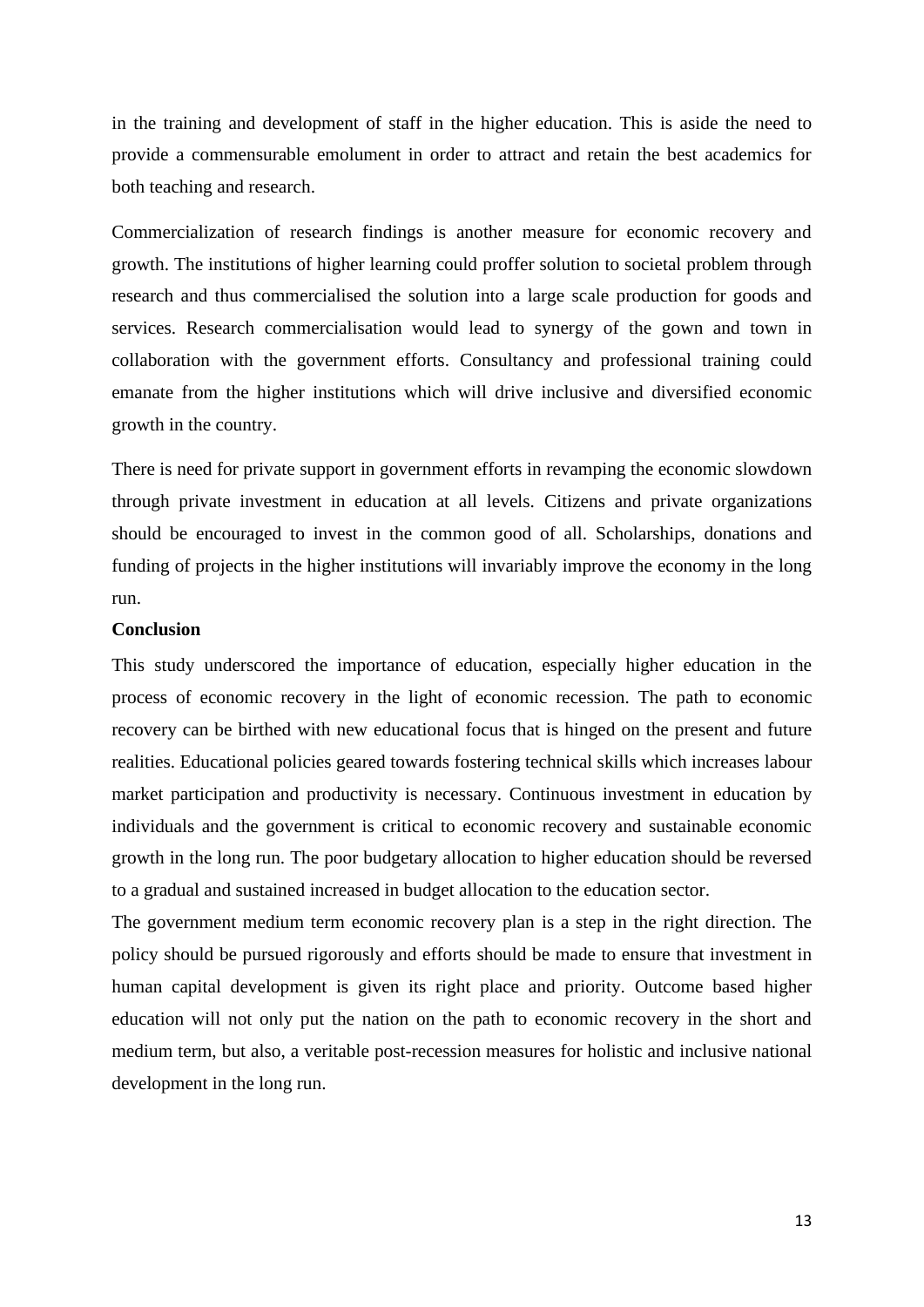in the training and development of staff in the higher education. This is aside the need to provide a commensurable emolument in order to attract and retain the best academics for both teaching and research.

Commercialization of research findings is another measure for economic recovery and growth. The institutions of higher learning could proffer solution to societal problem through research and thus commercialised the solution into a large scale production for goods and services. Research commercialisation would lead to synergy of the gown and town in collaboration with the government efforts. Consultancy and professional training could emanate from the higher institutions which will drive inclusive and diversified economic growth in the country.

There is need for private support in government efforts in revamping the economic slowdown through private investment in education at all levels. Citizens and private organizations should be encouraged to invest in the common good of all. Scholarships, donations and funding of projects in the higher institutions will invariably improve the economy in the long run.

**Conclusion**

This study underscored the importance of education, especially higher education in the process of economic recovery in the light of economic recession. The path to economic recovery can be birthed with new educational focus that is hinged on the present and future realities. Educational policies geared towards fostering technical skills which increases labour market participation and productivity is necessary. Continuous investment in education by individuals and the government is critical to economic recovery and sustainable economic growth in the long run. The poor budgetary allocation to higher education should be reversed to a gradual and sustained increased in budget allocation to the education sector.

The government medium term economic recovery plan is a step in the right direction. The policy should be pursued rigorously and efforts should be made to ensure that investment in human capital development is given its right place and priority. Outcome based higher education will not only put the nation on the path to economic recovery in the short and medium term, but also, a veritable post-recession measures for holistic and inclusive national development in the long run.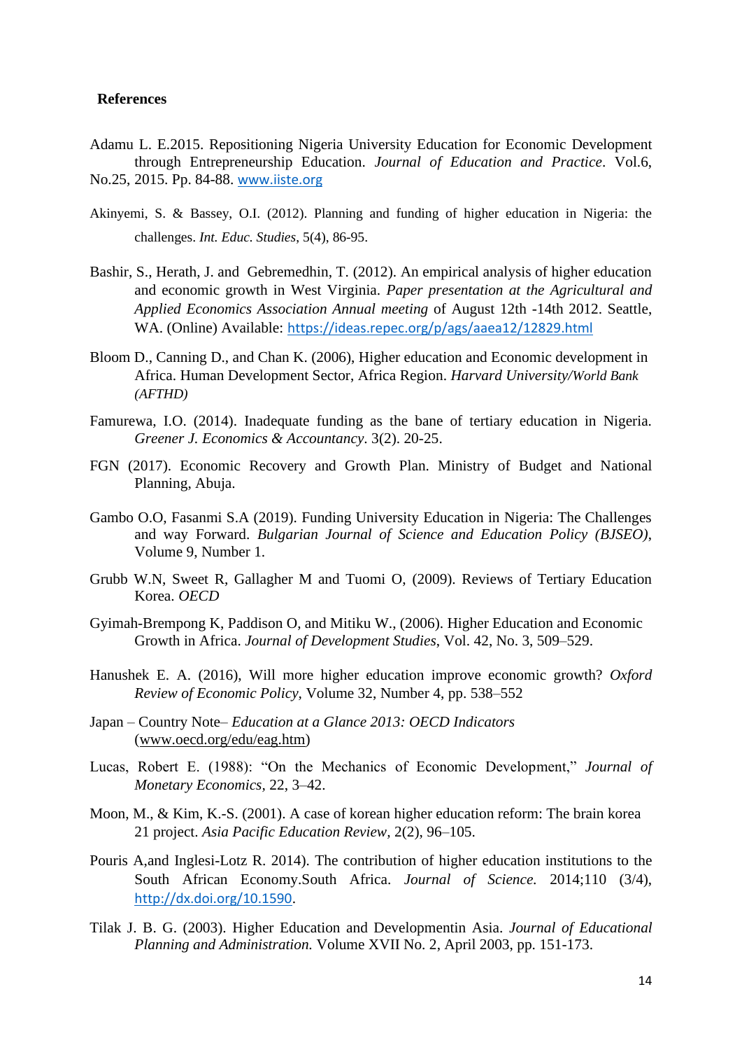## References

Adamu L. E.2015. Repositioning Nigeria University Education for Economic Development through Entrepreneurship Education. *Journal of Education and Practice*. Vol.6, No.25, 2015. Pp. 84-88. www.iiste.org

Akinyemi, S. & Bassey, O.I. (2012). Planning and funding of higher education in Nigeria: the challenges. *Int. Educ. Studies*, 5(4), 86-95.

Bashir, S., Herath, J. and Gebremedhin, T. (2012). An empirical analysis of higher education and economic growth in West Virginia. *Paper presentation at the Agricultural and Applied Economics Association Annual meeting* of August 12th -14th 2012. Seattle, WA. (Online) Available: https://ideas.repec.org/p/ags/aaea12/12829.html

Bloom D., Canning D., and Chan K. (2006), Higher education and Economic development in Africa. Human Development Sector, Africa Region. *Harvard University/World Bank (AFTHD)*

Famurewa, I.O. (2014). Inadequate funding as the bane of tertiary education in Nigeria. *Greener J. Economics & Accountancy*. 3(2). 20-25.

FGN (2017). Economic Recovery and Growth Plan. Ministry of Budget and National Planning, Abuja.

Gambo O.O, Fasanmi S.A (2019). Funding University Education in Nigeria: The Challenges and way Forward. *Bulgarian Journal of Science and Education Policy (BJSEO)*, Volume 9, Number 1.

Grubb W.N, Sweet R, Gallagher M and Tuomi O, (2009). Reviews of Tertiary Education Korea. *OECD*

Gyimah-Brempong K, Paddison O, and Mitiku W., (2006). Higher Education and Economic Growth in Africa. *Journal of Development Studies*, Vol. 42, No. 3, 509–529.

Hanushek E. A. (2016), Will more higher education improve economic growth? *Oxford Review of Economic Policy*, Volume 32, Number 4, pp. 538–552

Japan – Country Note– *Education at a Glance 2013: OECD Indicators* (www.oecd.org/edu/eag.htm)

Lucas, Robert E. (1988): "On the Mechanics of Economic Development," *Journal of Monetary Economics*, 22, 3–42.

Moon, M., & Kim, K.-S. (2001). A case of korean higher education reform: The brain korea 21 project. *Asia Pacific Education Review*, 2(2), 96–105.

Pouris A,and Inglesi-Lotz R. 2014). The contribution of higher education institutions to the South African Economy.South Africa. *Journal of Science*. 2014;110 (3/4), http://dx.doi.org/10.1590.

Tilak J. B. G. (2003). Higher Education and Developmentin Asia. *Journal of Educational Planning and Administration.* Volume XVII No. 2, April 2003, pp. 151-173.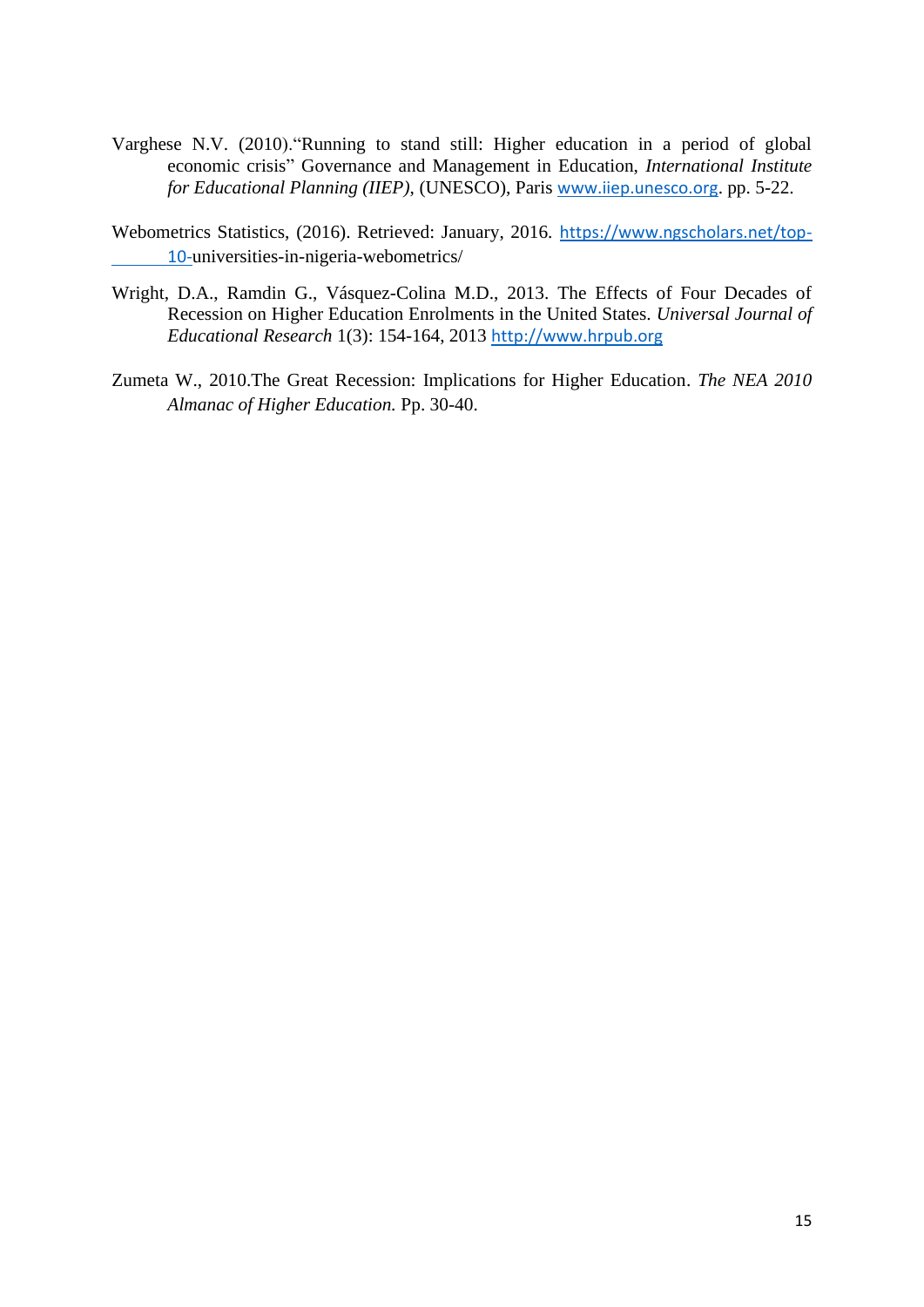Varghese N.V. (2010).“Running to stand still: Higher education in a period of global economic crisis” Governance and Management in Education, *International Institute for Educational Planning (IIEP)*, (UNESCO), Paris www.iiep.unesco.org. pp. 5-22.

Webometrics Statistics, (2016). Retrieved: January, 2016. https://www.ngscholars.net/top-10-universities-in-nigeria-webometrics/

Wright, D.A., Ramdin G., Vásquez-Colina M.D., 2013. The Effects of Four Decades of Recession on Higher Education Enrolments in the United States. *Universal Journal of Educational Research* 1(3): 154-164, 2013 http://www.hrpub.org

Zumeta W., 2010.The Great Recession: Implications for Higher Education. *The NEA 2010 Almanac of Higher Education.* Pp. 30-40.